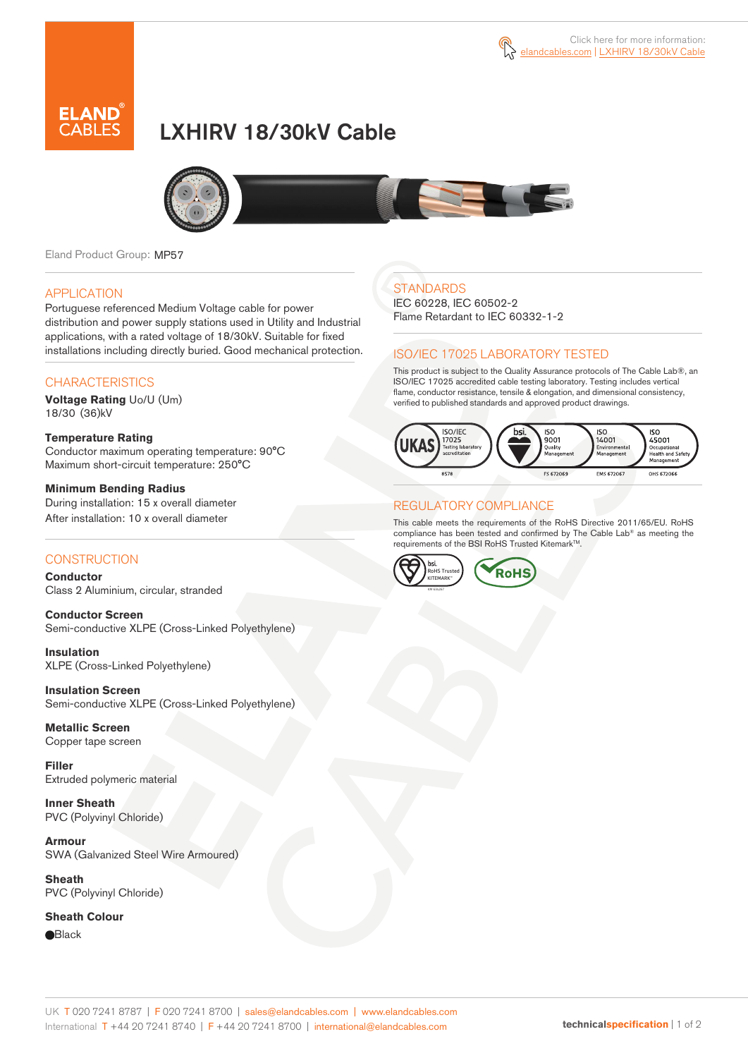Click here for more information: elandcables.com | LXHIRV 18/30kV Cable

# LXHIRV 18/30kV Cable

Eland Product Group: MP57

## APPLICATION

Portuguese referenced Medium Voltage cable for power distribution and power supply stations used in Utility and Industrial applications, with a rated voltage of 18/30kV. Suitable for fixed installations including directly buried. Good mechanical protection.

## CHARACTERISTICS

**Voltage Rating** Uo/U (Um)
18/30 (36)kV

**Temperature Rating**
Conductor maximum operating temperature: 90°C
Maximum short-circuit temperature: 250°C

**Minimum Bending Radius**
During installation: 15 x overall diameter
After installation: 10 x overall diameter

## CONSTRUCTION

**Conductor**
Class 2 Aluminium, circular, stranded

**Conductor Screen**
Semi-conductive XLPE (Cross-Linked Polyethylene)

**Insulation**
XLPE (Cross-Linked Polyethylene)

**Insulation Screen**
Semi-conductive XLPE (Cross-Linked Polyethylene)

**Metallic Screen**
Copper tape screen

**Filler**
Extruded polymeric material

**Inner Sheath**
PVC (Polyvinyl Chloride)

**Armour**
SWA (Galvanized Steel Wire Armoured)

**Sheath**
PVC (Polyvinyl Chloride)

**Sheath Colour**
● Black

## STANDARDS

IEC 60228, IEC 60502-2
Flame Retardant to IEC 60332-1-2

## ISO/IEC 17025 LABORATORY TESTED

This product is subject to the Quality Assurance protocols of The Cable Lab®, an ISO/IEC 17025 accredited cable testing laboratory. Testing includes vertical flame, conductor resistance, tensile & elongation, and dimensional consistency, verified to published standards and approved product drawings.

UKAS ISO/IEC 17025 Testing laboratory accreditation 8578 | bsi. ISO 9001 Quality Management FS 672069 | ISO 14001 Environmental Management EMS 672067 | ISO 45001 Occupational Health and Safety Management OHS 672066

## REGULATORY COMPLIANCE

This cable meets the requirements of the RoHS Directive 2011/65/EU. RoHS compliance has been tested and confirmed by The Cable Lab® as meeting the requirements of the BSI RoHS Trusted Kitemark™.

bsi. RoHS Trusted KITEMARK™ | RoHS

UK T 020 7241 8787 | F 020 7241 8700 | sales@elandcables.com | www.elandcables.com
International T +44 20 7241 8740 | F +44 20 7241 8700 | international@elandcables.com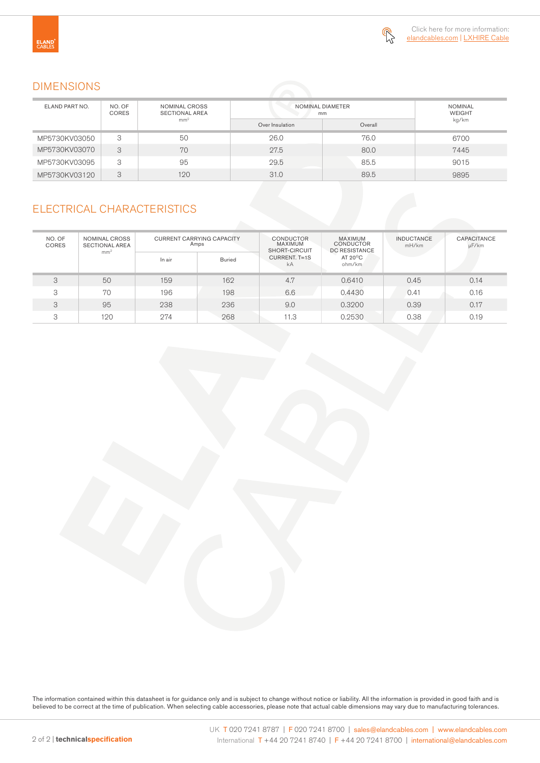Click here for more information: elandcables.com | LXHIRE Cable

## DIMENSIONS

| ELAND PART NO. | NO. OF CORES | NOMINAL CROSS SECTIONAL AREA mm² | NOMINAL DIAMETER mm | | NOMINAL WEIGHT kg/km |
|---|---|---|---|---|---|
| | | | Over Insulation | Overall | |
| MP5730KV03050 | 3 | 50 | 26.0 | 76.0 | 6700 |
| MP5730KV03070 | 3 | 70 | 27.5 | 80.0 | 7445 |
| MP5730KV03095 | 3 | 95 | 29.5 | 85.5 | 9015 |
| MP5730KV03120 | 3 | 120 | 31.0 | 89.5 | 9895 |

## ELECTRICAL CHARACTERISTICS

| NO. OF CORES | NOMINAL CROSS SECTIONAL AREA mm² | CURRENT CARRYING CAPACITY Amps | | CONDUCTOR MAXIMUM SHORT-CIRCUIT CURRENT. T=1S kA | MAXIMUM CONDUCTOR DC RESISTANCE AT 20°C ohm/km | INDUCTANCE mH/km | CAPACITANCE µF/km |
|---|---|---|---|---|---|---|---|
| | | In air | Buried | | | | |
| 3 | 50 | 159 | 162 | 4.7 | 0.6410 | 0.45 | 0.14 |
| 3 | 70 | 196 | 198 | 6.6 | 0.4430 | 0.41 | 0.16 |
| 3 | 95 | 238 | 236 | 9.0 | 0.3200 | 0.39 | 0.17 |
| 3 | 120 | 274 | 268 | 11.3 | 0.2530 | 0.38 | 0.19 |

The information contained within this datasheet is for guidance only and is subject to change without notice or liability. All the information is provided in good faith and is believed to be correct at the time of publication. When selecting cable accessories, please note that actual cable dimensions may vary due to manufacturing tolerances.

**technicalspecification**

UK T 020 7241 8787 | F 020 7241 8700 | sales@elandcables.com | www.elandcables.com
International T +44 20 7241 8740 | F +44 20 7241 8700 | international@elandcables.com